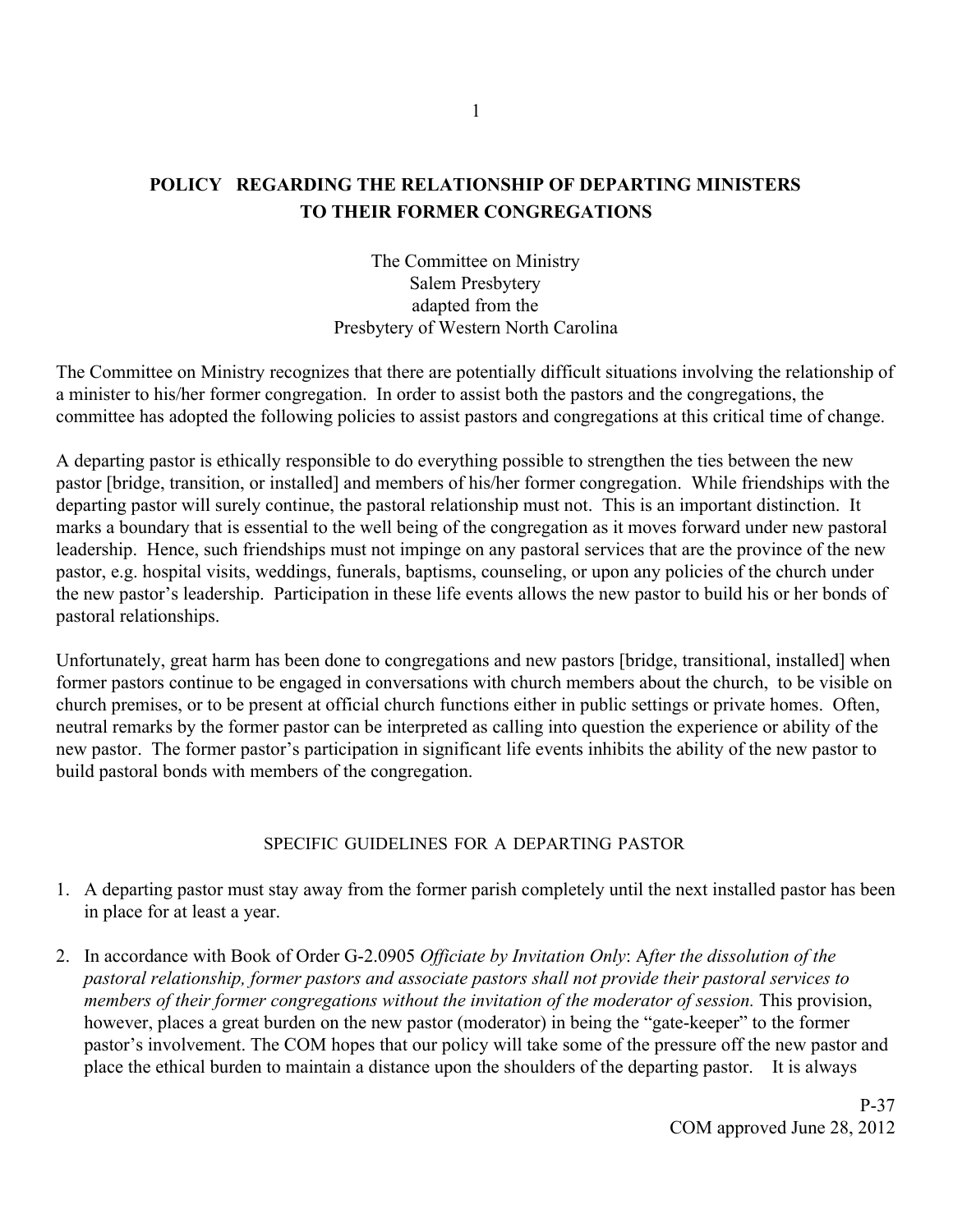# POLICY REGARDING THE RELATIONSHIP OF DEPARTING MINISTERS TO THEIR FORMER CONGREGATIONS

The Committee on Ministry
Salem Presbytery
adapted from the
Presbytery of Western North Carolina

The Committee on Ministry recognizes that there are potentially difficult situations involving the relationship of a minister to his/her former congregation. In order to assist both the pastors and the congregations, the committee has adopted the following policies to assist pastors and congregations at this critical time of change.

A departing pastor is ethically responsible to do everything possible to strengthen the ties between the new pastor [bridge, transition, or installed] and members of his/her former congregation. While friendships with the departing pastor will surely continue, the pastoral relationship must not. This is an important distinction. It marks a boundary that is essential to the well being of the congregation as it moves forward under new pastoral leadership. Hence, such friendships must not impinge on any pastoral services that are the province of the new pastor, e.g. hospital visits, weddings, funerals, baptisms, counseling, or upon any policies of the church under the new pastor's leadership. Participation in these life events allows the new pastor to build his or her bonds of pastoral relationships.

Unfortunately, great harm has been done to congregations and new pastors [bridge, transitional, installed] when former pastors continue to be engaged in conversations with church members about the church, to be visible on church premises, or to be present at official church functions either in public settings or private homes. Often, neutral remarks by the former pastor can be interpreted as calling into question the experience or ability of the new pastor. The former pastor's participation in significant life events inhibits the ability of the new pastor to build pastoral bonds with members of the congregation.

## SPECIFIC GUIDELINES FOR A DEPARTING PASTOR

1. A departing pastor must stay away from the former parish completely until the next installed pastor has been in place for at least a year.

2. In accordance with Book of Order G-2.0905 *Officiate by Invitation Only*: A*fter the dissolution of the pastoral relationship, former pastors and associate pastors shall not provide their pastoral services to members of their former congregations without the invitation of the moderator of session.* This provision, however, places a great burden on the new pastor (moderator) in being the "gate-keeper" to the former pastor's involvement. The COM hopes that our policy will take some of the pressure off the new pastor and place the ethical burden to maintain a distance upon the shoulders of the departing pastor. It is always

P-37
COM approved June 28, 2012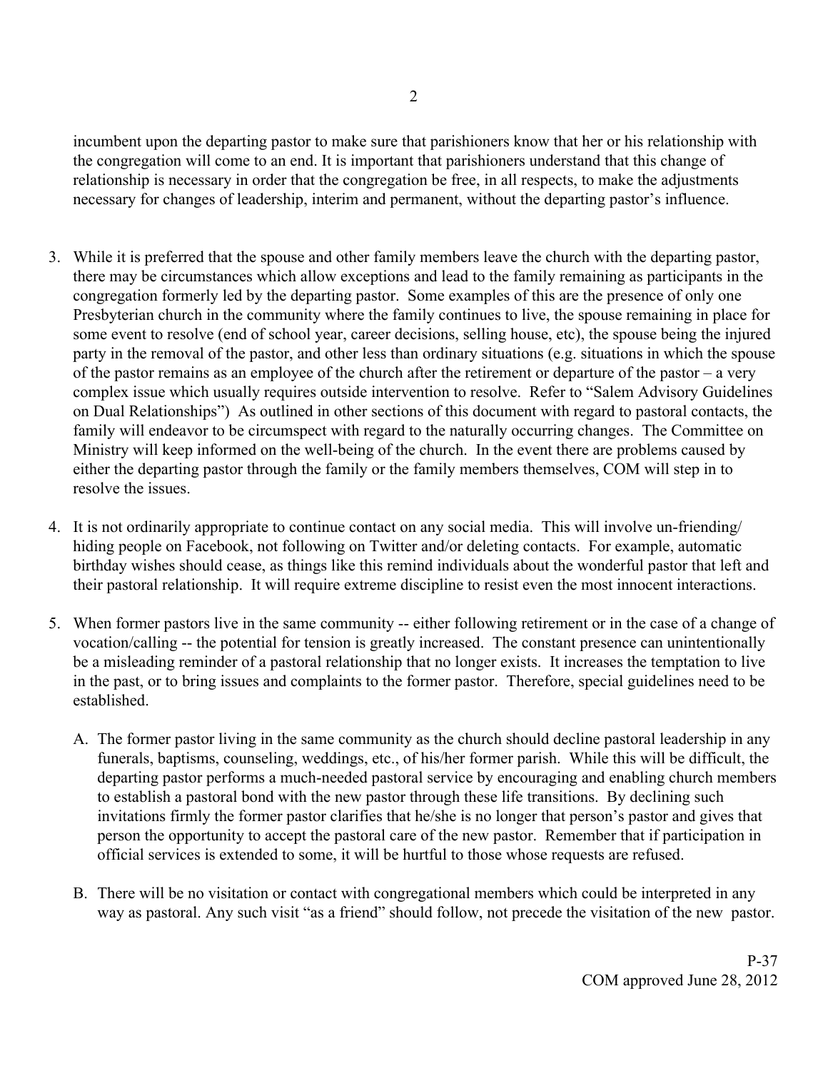incumbent upon the departing pastor to make sure that parishioners know that her or his relationship with the congregation will come to an end. It is important that parishioners understand that this change of relationship is necessary in order that the congregation be free, in all respects, to make the adjustments necessary for changes of leadership, interim and permanent, without the departing pastor's influence.

3. While it is preferred that the spouse and other family members leave the church with the departing pastor, there may be circumstances which allow exceptions and lead to the family remaining as participants in the congregation formerly led by the departing pastor. Some examples of this are the presence of only one Presbyterian church in the community where the family continues to live, the spouse remaining in place for some event to resolve (end of school year, career decisions, selling house, etc), the spouse being the injured party in the removal of the pastor, and other less than ordinary situations (e.g. situations in which the spouse of the pastor remains as an employee of the church after the retirement or departure of the pastor – a very complex issue which usually requires outside intervention to resolve. Refer to "Salem Advisory Guidelines on Dual Relationships") As outlined in other sections of this document with regard to pastoral contacts, the family will endeavor to be circumspect with regard to the naturally occurring changes. The Committee on Ministry will keep informed on the well-being of the church. In the event there are problems caused by either the departing pastor through the family or the family members themselves, COM will step in to resolve the issues.

4. It is not ordinarily appropriate to continue contact on any social media. This will involve un-friending/ hiding people on Facebook, not following on Twitter and/or deleting contacts. For example, automatic birthday wishes should cease, as things like this remind individuals about the wonderful pastor that left and their pastoral relationship. It will require extreme discipline to resist even the most innocent interactions.

5. When former pastors live in the same community -- either following retirement or in the case of a change of vocation/calling -- the potential for tension is greatly increased. The constant presence can unintentionally be a misleading reminder of a pastoral relationship that no longer exists. It increases the temptation to live in the past, or to bring issues and complaints to the former pastor. Therefore, special guidelines need to be established.

   A. The former pastor living in the same community as the church should decline pastoral leadership in any funerals, baptisms, counseling, weddings, etc., of his/her former parish. While this will be difficult, the departing pastor performs a much-needed pastoral service by encouraging and enabling church members to establish a pastoral bond with the new pastor through these life transitions. By declining such invitations firmly the former pastor clarifies that he/she is no longer that person's pastor and gives that person the opportunity to accept the pastoral care of the new pastor. Remember that if participation in official services is extended to some, it will be hurtful to those whose requests are refused.

   B. There will be no visitation or contact with congregational members which could be interpreted in any way as pastoral. Any such visit "as a friend" should follow, not precede the visitation of the new pastor.

P-37
COM approved June 28, 2012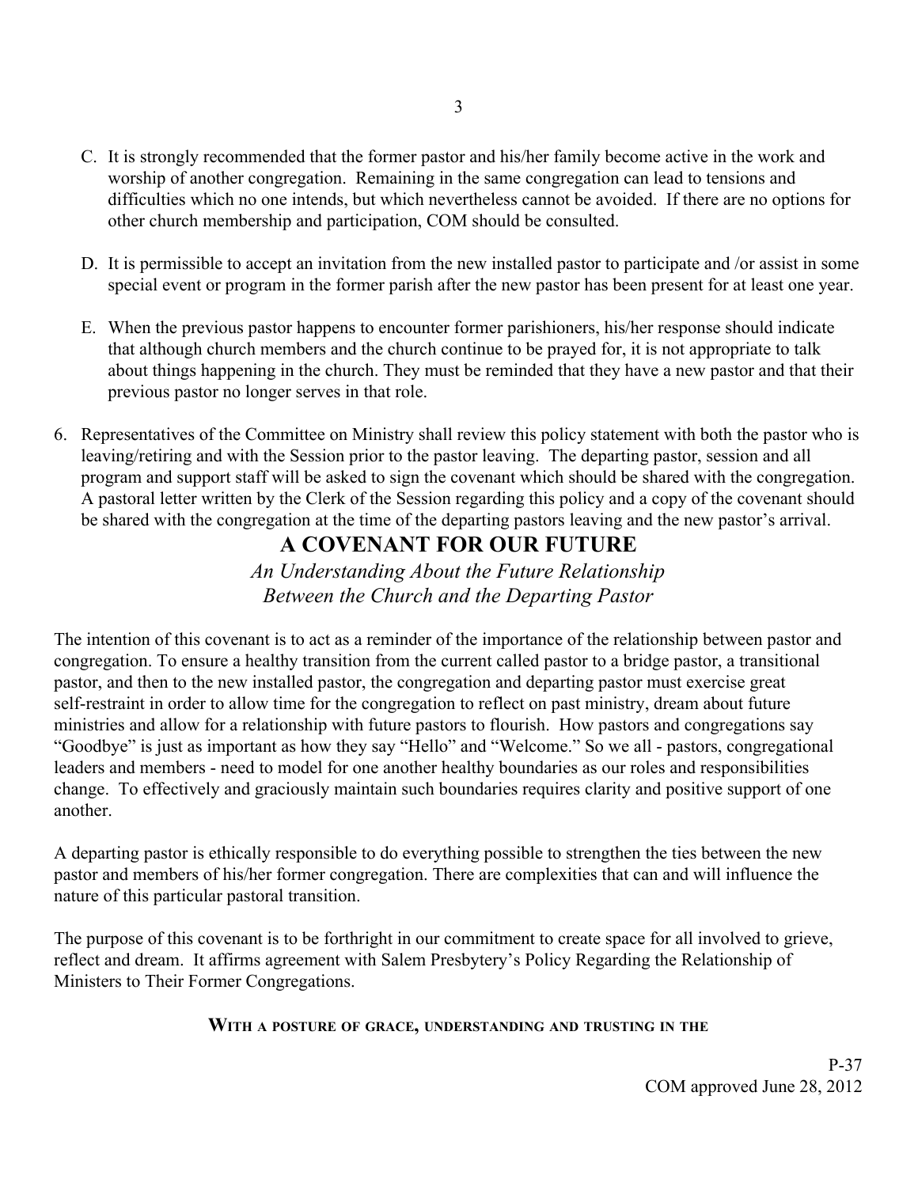C. It is strongly recommended that the former pastor and his/her family become active in the work and worship of another congregation. Remaining in the same congregation can lead to tensions and difficulties which no one intends, but which nevertheless cannot be avoided. If there are no options for other church membership and participation, COM should be consulted.

D. It is permissible to accept an invitation from the new installed pastor to participate and /or assist in some special event or program in the former parish after the new pastor has been present for at least one year.

E. When the previous pastor happens to encounter former parishioners, his/her response should indicate that although church members and the church continue to be prayed for, it is not appropriate to talk about things happening in the church. They must be reminded that they have a new pastor and that their previous pastor no longer serves in that role.

6. Representatives of the Committee on Ministry shall review this policy statement with both the pastor who is leaving/retiring and with the Session prior to the pastor leaving. The departing pastor, session and all program and support staff will be asked to sign the covenant which should be shared with the congregation. A pastoral letter written by the Clerk of the Session regarding this policy and a copy of the covenant should be shared with the congregation at the time of the departing pastors leaving and the new pastor's arrival.

## A COVENANT FOR OUR FUTURE

*An Understanding About the Future Relationship Between the Church and the Departing Pastor*

The intention of this covenant is to act as a reminder of the importance of the relationship between pastor and congregation. To ensure a healthy transition from the current called pastor to a bridge pastor, a transitional pastor, and then to the new installed pastor, the congregation and departing pastor must exercise great self-restraint in order to allow time for the congregation to reflect on past ministry, dream about future ministries and allow for a relationship with future pastors to flourish. How pastors and congregations say "Goodbye" is just as important as how they say "Hello" and "Welcome." So we all - pastors, congregational leaders and members - need to model for one another healthy boundaries as our roles and responsibilities change. To effectively and graciously maintain such boundaries requires clarity and positive support of one another.

A departing pastor is ethically responsible to do everything possible to strengthen the ties between the new pastor and members of his/her former congregation. There are complexities that can and will influence the nature of this particular pastoral transition.

The purpose of this covenant is to be forthright in our commitment to create space for all involved to grieve, reflect and dream. It affirms agreement with Salem Presbytery's Policy Regarding the Relationship of Ministers to Their Former Congregations.

**WITH A POSTURE OF GRACE, UNDERSTANDING AND TRUSTING IN THE**

P-37
COM approved June 28, 2012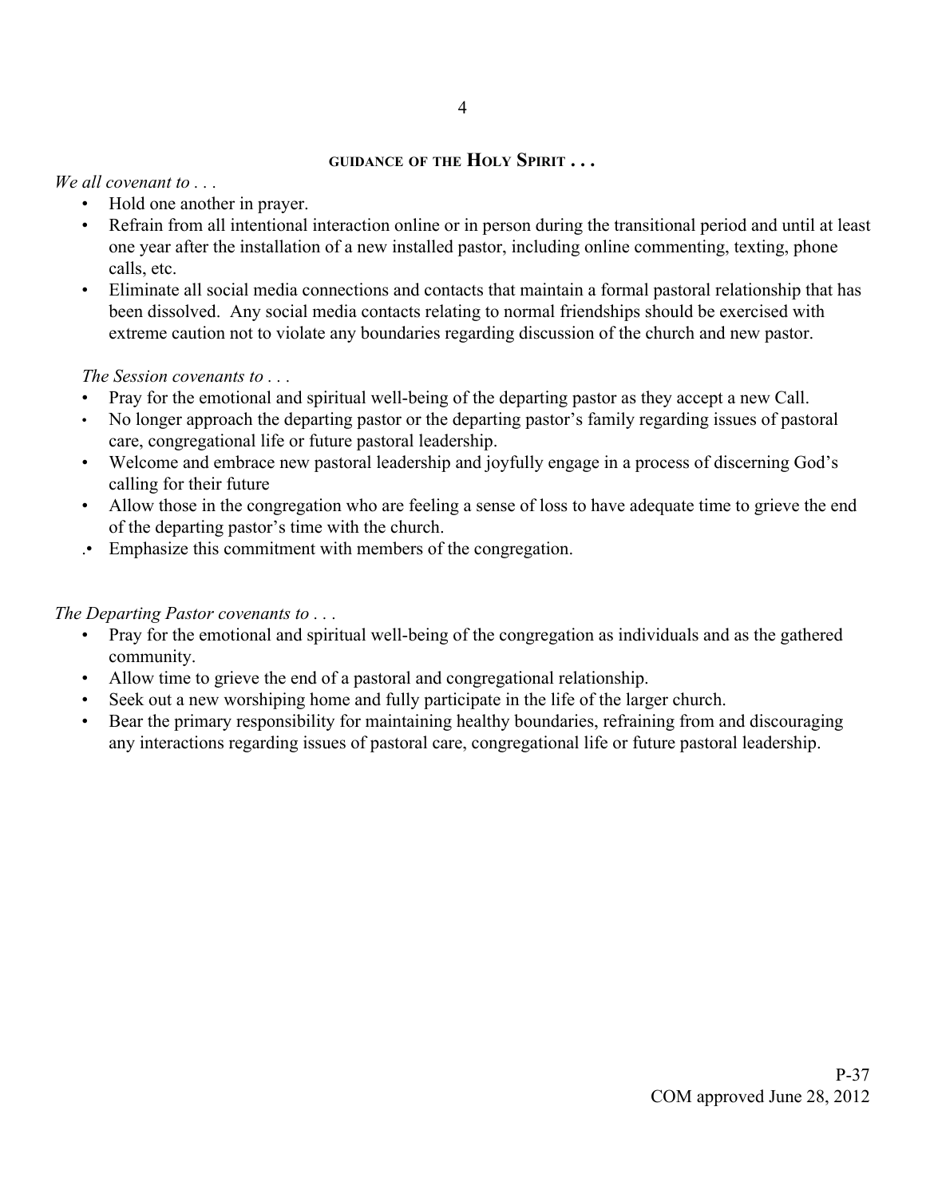**GUIDANCE OF THE HOLY SPIRIT . . .**

*We all covenant to . . .*

- Hold one another in prayer.
- Refrain from all intentional interaction online or in person during the transitional period and until at least one year after the installation of a new installed pastor, including online commenting, texting, phone calls, etc.
- Eliminate all social media connections and contacts that maintain a formal pastoral relationship that has been dissolved. Any social media contacts relating to normal friendships should be exercised with extreme caution not to violate any boundaries regarding discussion of the church and new pastor.

*The Session covenants to . . .*

- Pray for the emotional and spiritual well-being of the departing pastor as they accept a new Call.
- No longer approach the departing pastor or the departing pastor's family regarding issues of pastoral care, congregational life or future pastoral leadership.
- Welcome and embrace new pastoral leadership and joyfully engage in a process of discerning God's calling for their future
- Allow those in the congregation who are feeling a sense of loss to have adequate time to grieve the end of the departing pastor's time with the church.
- Emphasize this commitment with members of the congregation.

*The Departing Pastor covenants to . . .*

- Pray for the emotional and spiritual well-being of the congregation as individuals and as the gathered community.
- Allow time to grieve the end of a pastoral and congregational relationship.
- Seek out a new worshiping home and fully participate in the life of the larger church.
- Bear the primary responsibility for maintaining healthy boundaries, refraining from and discouraging any interactions regarding issues of pastoral care, congregational life or future pastoral leadership.

P-37
COM approved June 28, 2012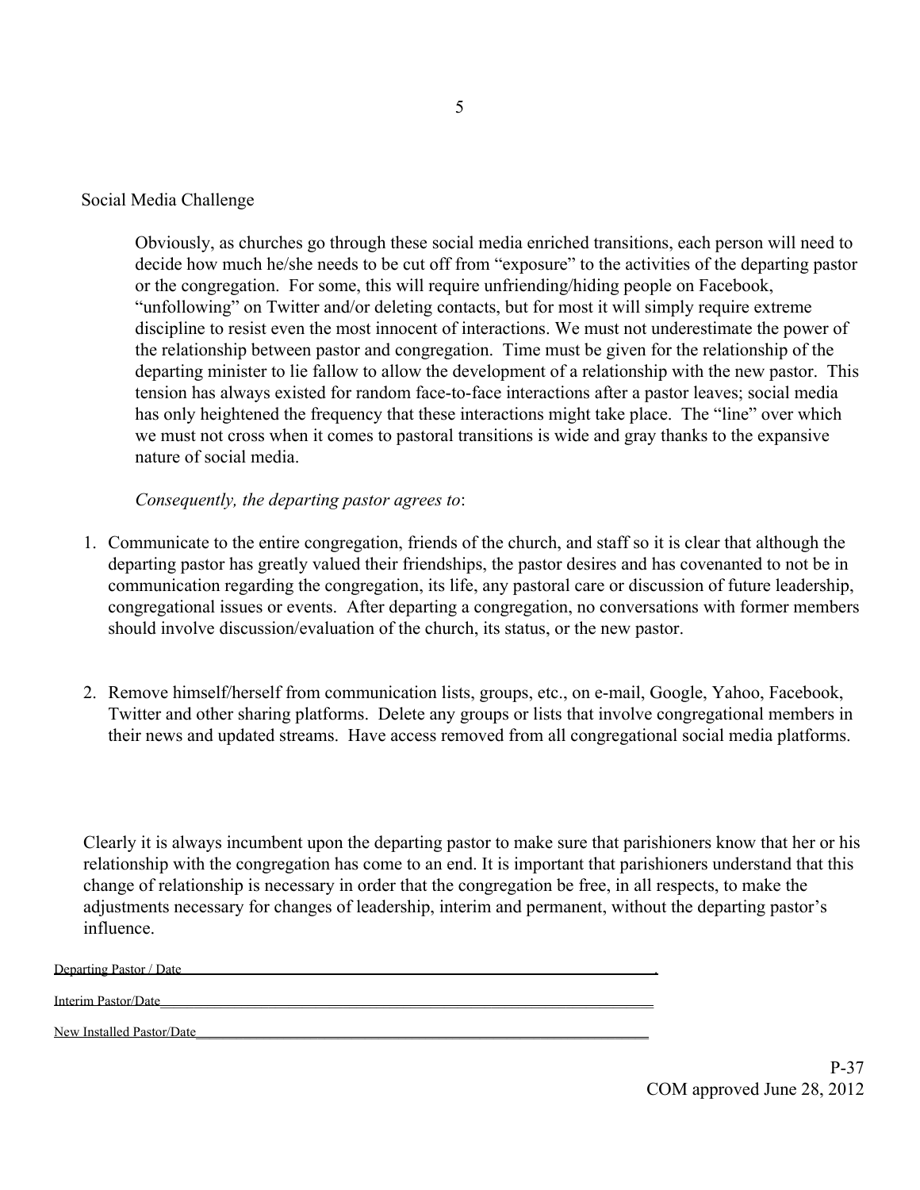## Social Media Challenge

Obviously, as churches go through these social media enriched transitions, each person will need to decide how much he/she needs to be cut off from "exposure" to the activities of the departing pastor or the congregation. For some, this will require unfriending/hiding people on Facebook, "unfollowing" on Twitter and/or deleting contacts, but for most it will simply require extreme discipline to resist even the most innocent of interactions. We must not underestimate the power of the relationship between pastor and congregation. Time must be given for the relationship of the departing minister to lie fallow to allow the development of a relationship with the new pastor. This tension has always existed for random face-to-face interactions after a pastor leaves; social media has only heightened the frequency that these interactions might take place. The "line" over which we must not cross when it comes to pastoral transitions is wide and gray thanks to the expansive nature of social media.

*Consequently, the departing pastor agrees to*:

1. Communicate to the entire congregation, friends of the church, and staff so it is clear that although the departing pastor has greatly valued their friendships, the pastor desires and has covenanted to not be in communication regarding the congregation, its life, any pastoral care or discussion of future leadership, congregational issues or events. After departing a congregation, no conversations with former members should involve discussion/evaluation of the church, its status, or the new pastor.

2. Remove himself/herself from communication lists, groups, etc., on e-mail, Google, Yahoo, Facebook, Twitter and other sharing platforms. Delete any groups or lists that involve congregational members in their news and updated streams. Have access removed from all congregational social media platforms.

Clearly it is always incumbent upon the departing pastor to make sure that parishioners know that her or his relationship with the congregation has come to an end. It is important that parishioners understand that this change of relationship is necessary in order that the congregation be free, in all respects, to make the adjustments necessary for changes of leadership, interim and permanent, without the departing pastor's influence.

Departing Pastor / Date________________________________________________________________.

Interim Pastor/Date____________________________________________________________________

New Installed Pastor/Date_______________________________________________________________

P-37
COM approved June 28, 2012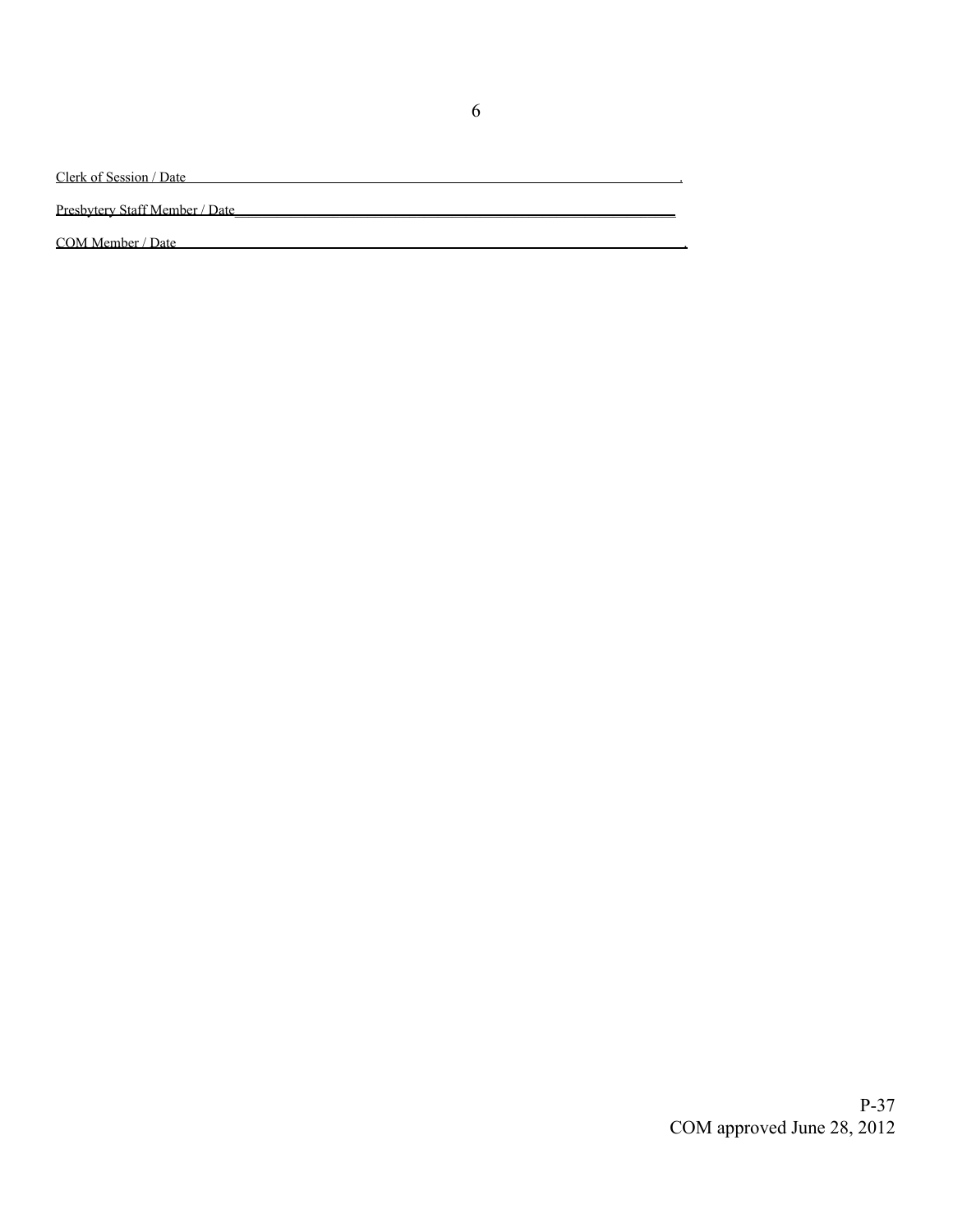Clerk of Session / Date ______________________________________________________________________.

Presbytery Staff Member / Date ________________________________________________________________

COM Member / Date ____________________________________________________________________.

P-37
COM approved June 28, 2012